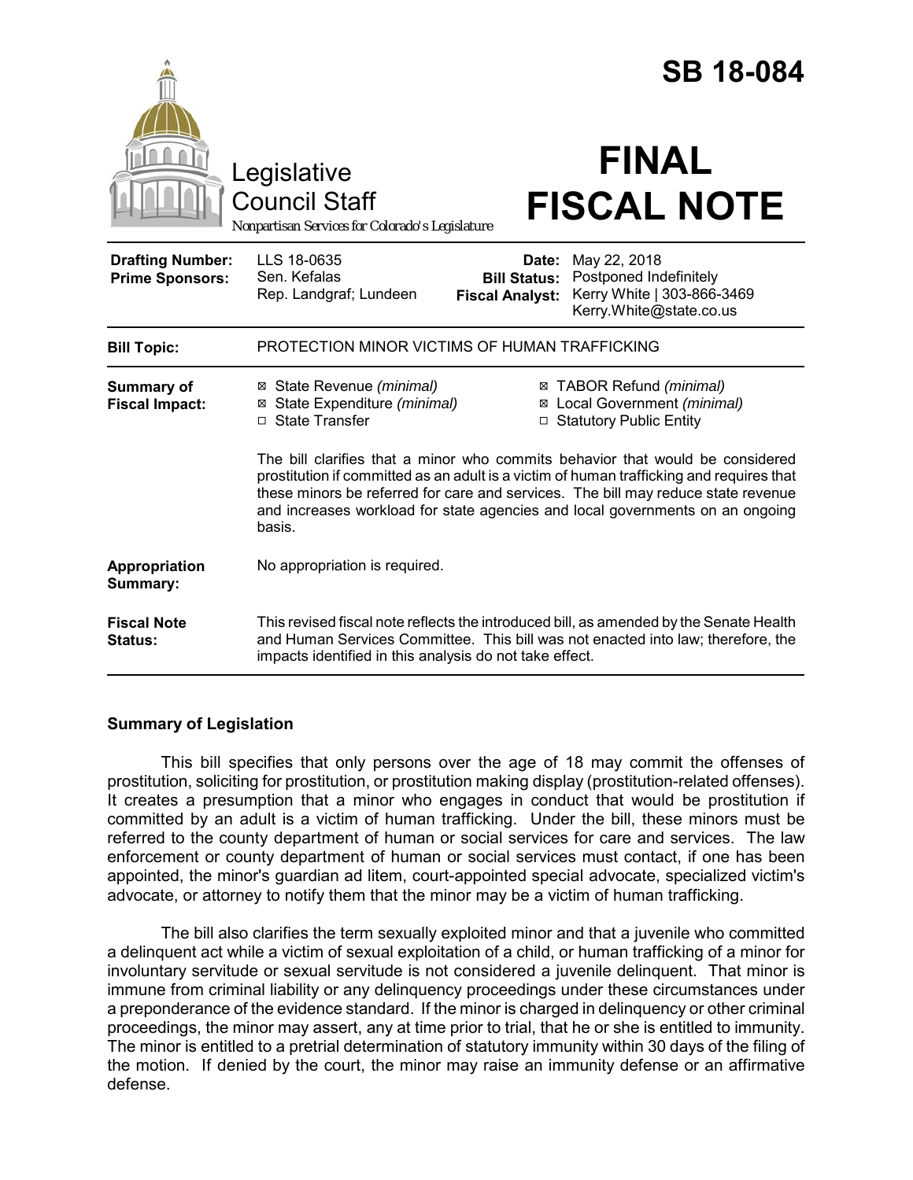# SB 18-084

Legislative Council Staff

*Nonpartisan Services for Colorado's Legislature*

# FINAL FISCAL NOTE

| | | | |
|---|---|---|---|
| **Drafting Number:** | LLS 18-0635 | **Date:** | May 22, 2018 |
| **Prime Sponsors:** | Sen. Kefalas<br>Rep. Landgraf; Lundeen | **Bill Status:** | Postponed Indefinitely |
| | | **Fiscal Analyst:** | Kerry White \| 303-866-3469<br>Kerry.White@state.co.us |

| | |
|---|---|
| **Bill Topic:** | PROTECTION MINOR VICTIMS OF HUMAN TRAFFICKING |
| **Summary of Fiscal Impact:** | ☒ State Revenue *(minimal)*<br>☒ State Expenditure *(minimal)*<br>☐ State Transfer<br>☒ TABOR Refund *(minimal)*<br>☒ Local Government *(minimal)*<br>☐ Statutory Public Entity<br><br>The bill clarifies that a minor who commits behavior that would be considered prostitution if committed as an adult is a victim of human trafficking and requires that these minors be referred for care and services. The bill may reduce state revenue and increases workload for state agencies and local governments on an ongoing basis. |
| **Appropriation Summary:** | No appropriation is required. |
| **Fiscal Note Status:** | This revised fiscal note reflects the introduced bill, as amended by the Senate Health and Human Services Committee. This bill was not enacted into law; therefore, the impacts identified in this analysis do not take effect. |

## Summary of Legislation

This bill specifies that only persons over the age of 18 may commit the offenses of prostitution, soliciting for prostitution, or prostitution making display (prostitution-related offenses). It creates a presumption that a minor who engages in conduct that would be prostitution if committed by an adult is a victim of human trafficking. Under the bill, these minors must be referred to the county department of human or social services for care and services. The law enforcement or county department of human or social services must contact, if one has been appointed, the minor's guardian ad litem, court-appointed special advocate, specialized victim's advocate, or attorney to notify them that the minor may be a victim of human trafficking.

The bill also clarifies the term sexually exploited minor and that a juvenile who committed a delinquent act while a victim of sexual exploitation of a child, or human trafficking of a minor for involuntary servitude or sexual servitude is not considered a juvenile delinquent. That minor is immune from criminal liability or any delinquency proceedings under these circumstances under a preponderance of the evidence standard. If the minor is charged in delinquency or other criminal proceedings, the minor may assert, any at time prior to trial, that he or she is entitled to immunity. The minor is entitled to a pretrial determination of statutory immunity within 30 days of the filing of the motion. If denied by the court, the minor may raise an immunity defense or an affirmative defense.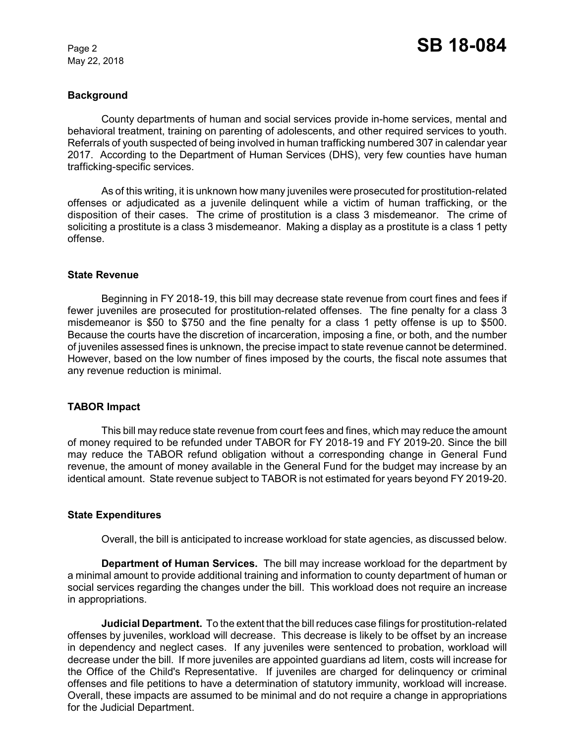## Background

County departments of human and social services provide in-home services, mental and behavioral treatment, training on parenting of adolescents, and other required services to youth. Referrals of youth suspected of being involved in human trafficking numbered 307 in calendar year 2017. According to the Department of Human Services (DHS), very few counties have human trafficking-specific services.

As of this writing, it is unknown how many juveniles were prosecuted for prostitution-related offenses or adjudicated as a juvenile delinquent while a victim of human trafficking, or the disposition of their cases. The crime of prostitution is a class 3 misdemeanor. The crime of soliciting a prostitute is a class 3 misdemeanor. Making a display as a prostitute is a class 1 petty offense.

## State Revenue

Beginning in FY 2018-19, this bill may decrease state revenue from court fines and fees if fewer juveniles are prosecuted for prostitution-related offenses. The fine penalty for a class 3 misdemeanor is $50 to $750 and the fine penalty for a class 1 petty offense is up to $500. Because the courts have the discretion of incarceration, imposing a fine, or both, and the number of juveniles assessed fines is unknown, the precise impact to state revenue cannot be determined. However, based on the low number of fines imposed by the courts, the fiscal note assumes that any revenue reduction is minimal.

## TABOR Impact

This bill may reduce state revenue from court fees and fines, which may reduce the amount of money required to be refunded under TABOR for FY 2018-19 and FY 2019-20. Since the bill may reduce the TABOR refund obligation without a corresponding change in General Fund revenue, the amount of money available in the General Fund for the budget may increase by an identical amount. State revenue subject to TABOR is not estimated for years beyond FY 2019-20.

## State Expenditures

Overall, the bill is anticipated to increase workload for state agencies, as discussed below.

**Department of Human Services.** The bill may increase workload for the department by a minimal amount to provide additional training and information to county department of human or social services regarding the changes under the bill. This workload does not require an increase in appropriations.

**Judicial Department.** To the extent that the bill reduces case filings for prostitution-related offenses by juveniles, workload will decrease. This decrease is likely to be offset by an increase in dependency and neglect cases. If any juveniles were sentenced to probation, workload will decrease under the bill. If more juveniles are appointed guardians ad litem, costs will increase for the Office of the Child's Representative. If juveniles are charged for delinquency or criminal offenses and file petitions to have a determination of statutory immunity, workload will increase. Overall, these impacts are assumed to be minimal and do not require a change in appropriations for the Judicial Department.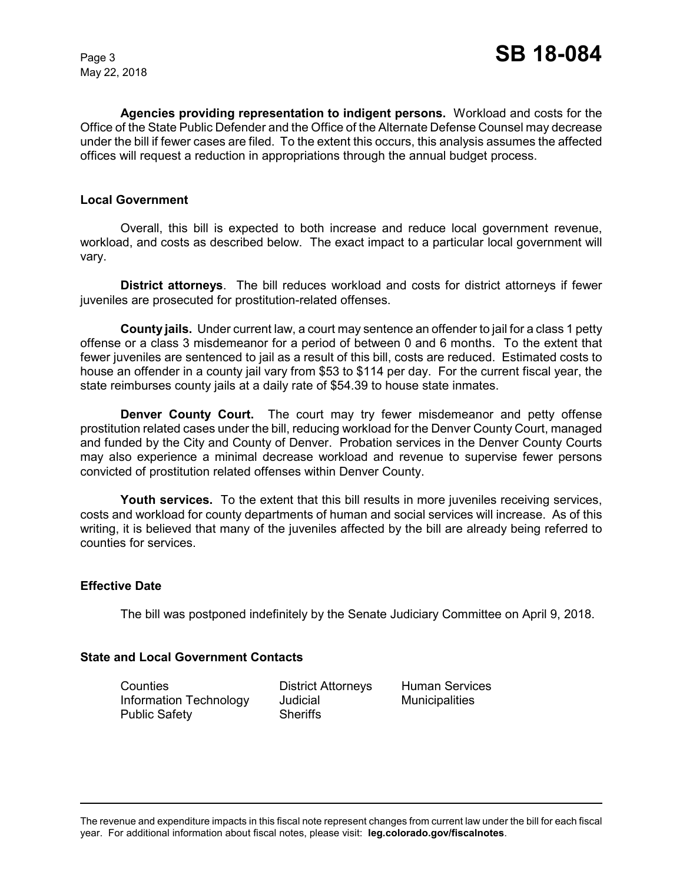**Agencies providing representation to indigent persons.** Workload and costs for the Office of the State Public Defender and the Office of the Alternate Defense Counsel may decrease under the bill if fewer cases are filed. To the extent this occurs, this analysis assumes the affected offices will request a reduction in appropriations through the annual budget process.

### Local Government

Overall, this bill is expected to both increase and reduce local government revenue, workload, and costs as described below. The exact impact to a particular local government will vary.

**District attorneys**. The bill reduces workload and costs for district attorneys if fewer juveniles are prosecuted for prostitution-related offenses.

**County jails.** Under current law, a court may sentence an offender to jail for a class 1 petty offense or a class 3 misdemeanor for a period of between 0 and 6 months. To the extent that fewer juveniles are sentenced to jail as a result of this bill, costs are reduced. Estimated costs to house an offender in a county jail vary from $53 to $114 per day. For the current fiscal year, the state reimburses county jails at a daily rate of $54.39 to house state inmates.

**Denver County Court.** The court may try fewer misdemeanor and petty offense prostitution related cases under the bill, reducing workload for the Denver County Court, managed and funded by the City and County of Denver. Probation services in the Denver County Courts may also experience a minimal decrease workload and revenue to supervise fewer persons convicted of prostitution related offenses within Denver County.

**Youth services.** To the extent that this bill results in more juveniles receiving services, costs and workload for county departments of human and social services will increase. As of this writing, it is believed that many of the juveniles affected by the bill are already being referred to counties for services.

### Effective Date

The bill was postponed indefinitely by the Senate Judiciary Committee on April 9, 2018.

### State and Local Government Contacts

| | | |
|---|---|---|
| Counties | District Attorneys | Human Services |
| Information Technology | Judicial | Municipalities |
| Public Safety | Sheriffs | |

The revenue and expenditure impacts in this fiscal note represent changes from current law under the bill for each fiscal year. For additional information about fiscal notes, please visit: **leg.colorado.gov/fiscalnotes**.